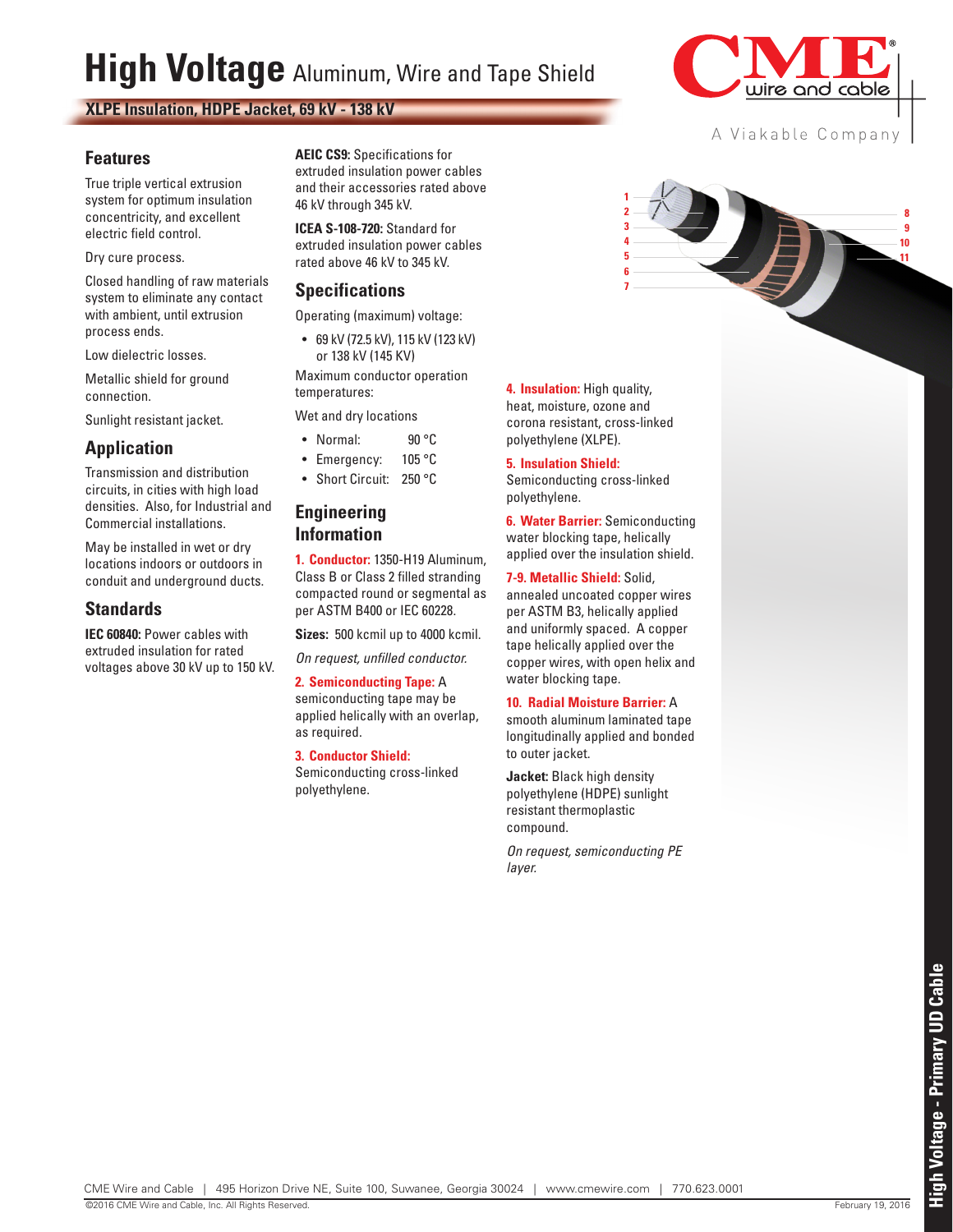# High Voltage Aluminum, Wire and Tape Shield

**XLPE Insulation, HDPE Jacket, 69 kV - 138 kV**

CME wire and cable

A Viakable Company

## Features

True triple vertical extrusion system for optimum insulation concentricity, and excellent electric field control.

Dry cure process.

Closed handling of raw materials system to eliminate any contact with ambient, until extrusion process ends.

Low dielectric losses.

Metallic shield for ground connection.

Sunlight resistant jacket.

## Application

Transmission and distribution circuits, in cities with high load densities. Also, for Industrial and Commercial installations.

May be installed in wet or dry locations indoors or outdoors in conduit and underground ducts.

## Standards

**IEC 60840:** Power cables with extruded insulation for rated voltages above 30 kV up to 150 kV.

**AEIC CS9:** Specifications for extruded insulation power cables and their accessories rated above 46 kV through 345 kV.

**ICEA S-108-720:** Standard for extruded insulation power cables rated above 46 kV to 345 kV.

## Specifications

Operating (maximum) voltage:

- 69 kV (72.5 kV), 115 kV (123 kV) or 138 kV (145 KV)

Maximum conductor operation temperatures:

Wet and dry locations

- Normal: 90 °C
- Emergency: 105 °C
- Short Circuit: 250 °C

## Engineering Information

**1. Conductor:** 1350-H19 Aluminum, Class B or Class 2 filled stranding compacted round or segmental as per ASTM B400 or IEC 60228.

**Sizes:** 500 kcmil up to 4000 kcmil.

*On request, unfilled conductor.*

**2. Semiconducting Tape:** A semiconducting tape may be applied helically with an overlap, as required.

**3. Conductor Shield:** Semiconducting cross-linked polyethylene.

**4. Insulation:** High quality, heat, moisture, ozone and corona resistant, cross-linked polyethylene (XLPE).

**5. Insulation Shield:** Semiconducting cross-linked polyethylene.

**6. Water Barrier:** Semiconducting water blocking tape, helically applied over the insulation shield.

**7-9. Metallic Shield:** Solid, annealed uncoated copper wires per ASTM B3, helically applied and uniformly spaced. A copper tape helically applied over the copper wires, with open helix and water blocking tape.

**10. Radial Moisture Barrier:** A smooth aluminum laminated tape longitudinally applied and bonded to outer jacket.

**Jacket:** Black high density polyethylene (HDPE) sunlight resistant thermoplastic compound.

*On request, semiconducting PE layer.*

CME Wire and Cable | 495 Horizon Drive NE, Suite 100, Suwanee, Georgia 30024 | www.cmewire.com | 770.623.0001

©2016 CME Wire and Cable, Inc. All Rights Reserved. February 19, 2016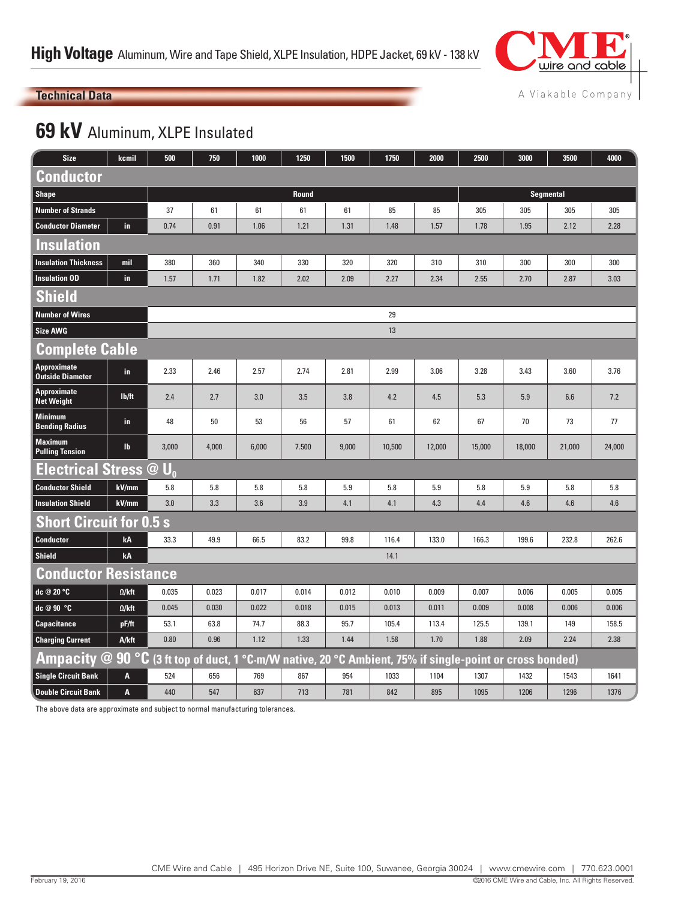# High Voltage Aluminum, Wire and Tape Shield, XLPE Insulation, HDPE Jacket, 69 kV - 138 kV

**Technical Data**

## 69 kV Aluminum, XLPE Insulated

| Size | kcmil | 500 | 750 | 1000 | 1250 | 1500 | 1750 | 2000 | 2500 | 3000 | 3500 | 4000 |
|---|---|---|---|---|---|---|---|---|---|---|---|---|
| **Conductor** | | | | | | | | | | | | |
| Shape | | Round | | | | | | | Segmental | | | |
| Number of Strands | | 37 | 61 | 61 | 61 | 61 | 85 | 85 | 305 | 305 | 305 | 305 |
| Conductor Diameter | in | 0.74 | 0.91 | 1.06 | 1.21 | 1.31 | 1.48 | 1.57 | 1.78 | 1.95 | 2.12 | 2.28 |
| **Insulation** | | | | | | | | | | | | |
| Insulation Thickness | mil | 380 | 360 | 340 | 330 | 320 | 320 | 310 | 310 | 300 | 300 | 300 |
| Insulation OD | in | 1.57 | 1.71 | 1.82 | 2.02 | 2.09 | 2.27 | 2.34 | 2.55 | 2.70 | 2.87 | 3.03 |
| **Shield** | | | | | | | | | | | | |
| Number of Wires | | 29 | | | | | | | | | | |
| Size AWG | | 13 | | | | | | | | | | |
| **Complete Cable** | | | | | | | | | | | | |
| Approximate Outside Diameter | in | 2.33 | 2.46 | 2.57 | 2.74 | 2.81 | 2.99 | 3.06 | 3.28 | 3.43 | 3.60 | 3.76 |
| Approximate Net Weight | lb/ft | 2.4 | 2.7 | 3.0 | 3.5 | 3.8 | 4.2 | 4.5 | 5.3 | 5.9 | 6.6 | 7.2 |
| Minimum Bending Radius | in | 48 | 50 | 53 | 56 | 57 | 61 | 62 | 67 | 70 | 73 | 77 |
| Maximum Pulling Tension | lb | 3,000 | 4,000 | 6,000 | 7.500 | 9,000 | 10,500 | 12,000 | 15,000 | 18,000 | 21,000 | 24,000 |
| **Electrical Stress @ $U_0$** | | | | | | | | | | | | |
| Conductor Shield | kV/mm | 5.8 | 5.8 | 5.8 | 5.8 | 5.9 | 5.8 | 5.9 | 5.8 | 5.9 | 5.8 | 5.8 |
| Insulation Shield | kV/mm | 3.0 | 3.3 | 3.6 | 3.9 | 4.1 | 4.1 | 4.3 | 4.4 | 4.6 | 4.6 | 4.6 |
| **Short Circuit for 0.5 s** | | | | | | | | | | | | |
| Conductor | kA | 33.3 | 49.9 | 66.5 | 83.2 | 99.8 | 116.4 | 133.0 | 166.3 | 199.6 | 232.8 | 262.6 |
| Shield | kA | 14.1 | | | | | | | | | | |
| **Conductor Resistance** | | | | | | | | | | | | |
| dc @ 20 °C | Ω/kft | 0.035 | 0.023 | 0.017 | 0.014 | 0.012 | 0.010 | 0.009 | 0.007 | 0.006 | 0.005 | 0.005 |
| dc @ 90 °C | Ω/kft | 0.045 | 0.030 | 0.022 | 0.018 | 0.015 | 0.013 | 0.011 | 0.009 | 0.008 | 0.006 | 0.006 |
| Capacitance | pF/ft | 53.1 | 63.8 | 74.7 | 88.3 | 95.7 | 105.4 | 113.4 | 125.5 | 139.1 | 149 | 158.5 |
| Charging Current | A/kft | 0.80 | 0.96 | 1.12 | 1.33 | 1.44 | 1.58 | 1.70 | 1.88 | 2.09 | 2.24 | 2.38 |
| **Ampacity @ 90 °C** (3 ft top of duct, 1 °C-m/W native, 20 °C Ambient, 75% if single-point or cross bonded) | | | | | | | | | | | | |
| Single Circuit Bank | A | 524 | 656 | 769 | 867 | 954 | 1033 | 1104 | 1307 | 1432 | 1543 | 1641 |
| Double Circuit Bank | A | 440 | 547 | 637 | 713 | 781 | 842 | 895 | 1095 | 1206 | 1296 | 1376 |

The above data are approximate and subject to normal manufacturing tolerances.

CME Wire and Cable | 495 Horizon Drive NE, Suite 100, Suwanee, Georgia 30024 | www.cmewire.com | 770.623.0001

February 19, 2016 ©2016 CME Wire and Cable, Inc. All Rights Reserved.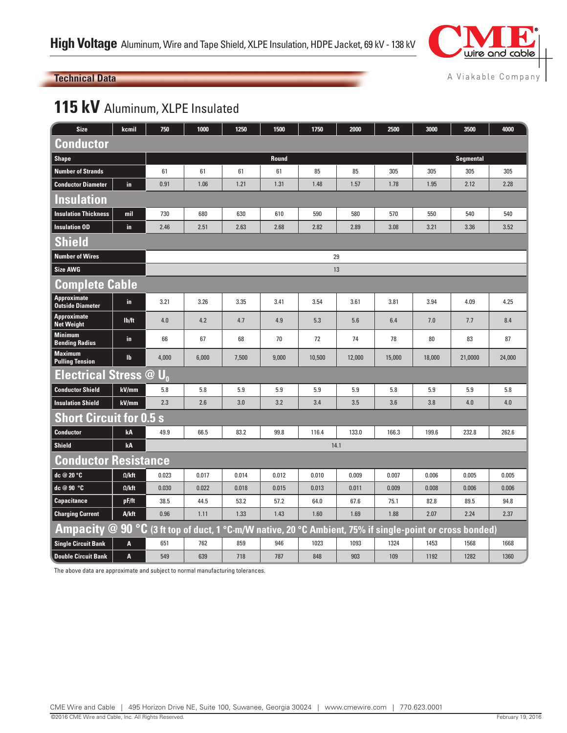# High Voltage Aluminum, Wire and Tape Shield, XLPE Insulation, HDPE Jacket, 69 kV - 138 kV

## Technical Data

## 115 kV Aluminum, XLPE Insulated

| Size | kcmil | 750 | 1000 | 1250 | 1500 | 1750 | 2000 | 2500 | 3000 | 3500 | 4000 |
|---|---|---|---|---|---|---|---|---|---|---|---|
| **Conductor** | | | | | | | | | | | |
| Shape | | Round | | | | | | | Segmental | | |
| Number of Strands | | 61 | 61 | 61 | 61 | 85 | 85 | 305 | 305 | 305 | 305 |
| Conductor Diameter | in | 0.91 | 1.06 | 1.21 | 1.31 | 1.48 | 1.57 | 1.78 | 1.95 | 2.12 | 2.28 |
| **Insulation** | | | | | | | | | | | |
| Insulation Thickness | mil | 730 | 680 | 630 | 610 | 590 | 580 | 570 | 550 | 540 | 540 |
| Insulation OD | in | 2.46 | 2.51 | 2.63 | 2.68 | 2.82 | 2.89 | 3.08 | 3.21 | 3.36 | 3.52 |
| **Shield** | | | | | | | | | | | |
| Number of Wires | | 29 | | | | | | | | | |
| Size AWG | | 13 | | | | | | | | | |
| **Complete Cable** | | | | | | | | | | | |
| Approximate Outside Diameter | in | 3.21 | 3.26 | 3.35 | 3.41 | 3.54 | 3.61 | 3.81 | 3.94 | 4.09 | 4.25 |
| Approximate Net Weight | lb/ft | 4.0 | 4.2 | 4.7 | 4.9 | 5.3 | 5.6 | 6.4 | 7.0 | 7.7 | 8.4 |
| Minimum Bending Radius | in | 66 | 67 | 68 | 70 | 72 | 74 | 78 | 80 | 83 | 87 |
| Maximum Pulling Tension | lb | 4,000 | 6,000 | 7,500 | 9,000 | 10,500 | 12,000 | 15,000 | 18,000 | 21,0000 | 24,000 |
| **Electrical Stress @ $U_0$** | | | | | | | | | | | |
| Conductor Shield | kV/mm | 5.8 | 5.8 | 5.9 | 5.9 | 5.9 | 5.9 | 5.8 | 5.9 | 5.9 | 5.8 |
| Insulation Shield | kV/mm | 2.3 | 2.6 | 3.0 | 3.2 | 3.4 | 3.5 | 3.6 | 3.8 | 4.0 | 4.0 |
| **Short Circuit for 0.5 s** | | | | | | | | | | | |
| Conductor | kA | 49.9 | 66.5 | 83.2 | 99.8 | 116.4 | 133.0 | 166.3 | 199.6 | 232.8 | 262.6 |
| Shield | kA | 14.1 | | | | | | | | | |
| **Conductor Resistance** | | | | | | | | | | | |
| dc @ 20 °C | Ω/kft | 0.023 | 0.017 | 0.014 | 0.012 | 0.010 | 0.009 | 0.007 | 0.006 | 0.005 | 0.005 |
| dc @ 90 °C | Ω/kft | 0.030 | 0.022 | 0.018 | 0.015 | 0.013 | 0.011 | 0.009 | 0.008 | 0.006 | 0.006 |
| Capacitance | pF/ft | 38.5 | 44.5 | 53.2 | 57.2 | 64.0 | 67.6 | 75.1 | 82.8 | 89.5 | 94.8 |
| Charging Current | A/kft | 0.96 | 1.11 | 1.33 | 1.43 | 1.60 | 1.69 | 1.88 | 2.07 | 2.24 | 2.37 |
| **Ampacity @ 90 °C** (3 ft top of duct, 1 °C·m/W native, 20 °C Ambient, 75% if single-point or cross bonded) | | | | | | | | | | | |
| Single Circuit Bank | A | 651 | 762 | 859 | 946 | 1023 | 1093 | 1324 | 1453 | 1568 | 1668 |
| Double Circuit Bank | A | 549 | 639 | 718 | 787 | 848 | 903 | 109 | 1192 | 1282 | 1360 |

The above data are approximate and subject to normal manufacturing tolerances.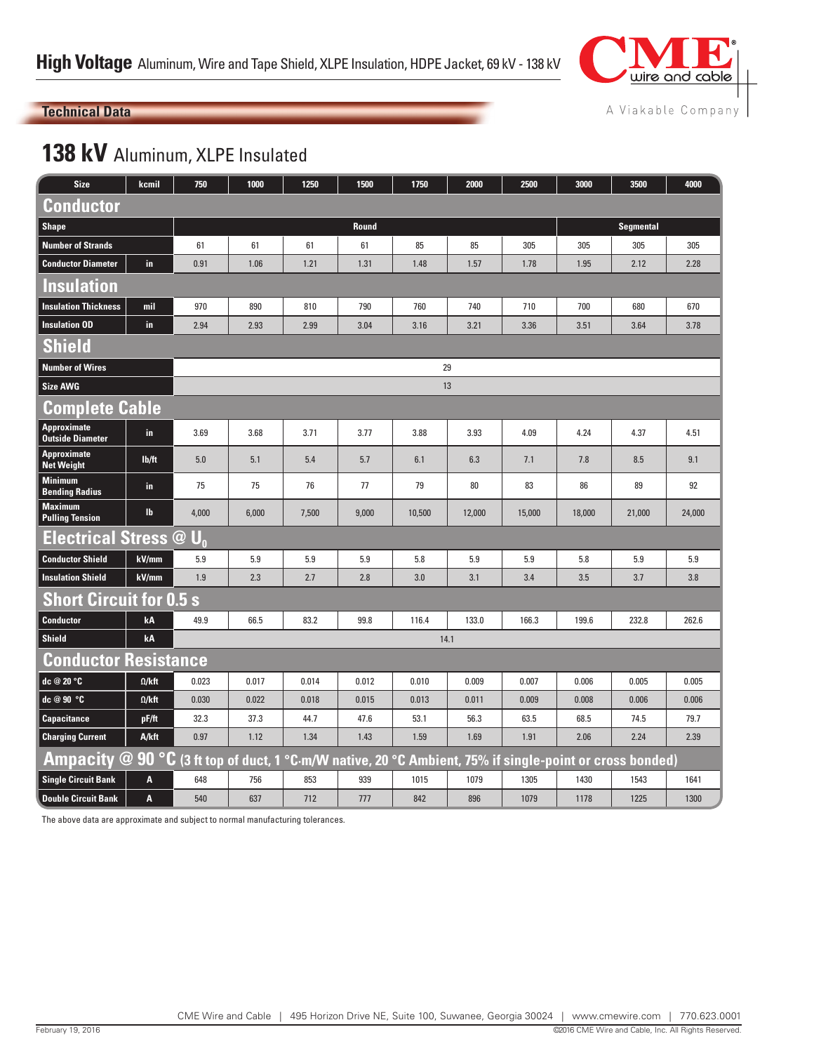# High Voltage Aluminum, Wire and Tape Shield, XLPE Insulation, HDPE Jacket, 69 kV - 138 kV

## Technical Data

## 138 kV Aluminum, XLPE Insulated

| Size | kcmil | 750 | 1000 | 1250 | 1500 | 1750 | 2000 | 2500 | 3000 | 3500 | 4000 |
|---|---|---|---|---|---|---|---|---|---|---|---|
| **Conductor** | | | | | | | | | | | |
| Shape | | Round | | | | | | | Segmental | | |
| Number of Strands | | 61 | 61 | 61 | 61 | 85 | 85 | 305 | 305 | 305 | 305 |
| Conductor Diameter | in | 0.91 | 1.06 | 1.21 | 1.31 | 1.48 | 1.57 | 1.78 | 1.95 | 2.12 | 2.28 |
| **Insulation** | | | | | | | | | | | |
| Insulation Thickness | mil | 970 | 890 | 810 | 790 | 760 | 740 | 710 | 700 | 680 | 670 |
| Insulation OD | in | 2.94 | 2.93 | 2.99 | 3.04 | 3.16 | 3.21 | 3.36 | 3.51 | 3.64 | 3.78 |
| **Shield** | | | | | | | | | | | |
| Number of Wires | | 29 | | | | | | | | | |
| Size AWG | | 13 | | | | | | | | | |
| **Complete Cable** | | | | | | | | | | | |
| Approximate Outside Diameter | in | 3.69 | 3.68 | 3.71 | 3.77 | 3.88 | 3.93 | 4.09 | 4.24 | 4.37 | 4.51 |
| Approximate Net Weight | lb/ft | 5.0 | 5.1 | 5.4 | 5.7 | 6.1 | 6.3 | 7.1 | 7.8 | 8.5 | 9.1 |
| Minimum Bending Radius | in | 75 | 75 | 76 | 77 | 79 | 80 | 83 | 86 | 89 | 92 |
| Maximum Pulling Tension | lb | 4,000 | 6,000 | 7,500 | 9,000 | 10,500 | 12,000 | 15,000 | 18,000 | 21,000 | 24,000 |
| **Electrical Stress @ $U_0$** | | | | | | | | | | | |
| Conductor Shield | kV/mm | 5.9 | 5.9 | 5.9 | 5.9 | 5.8 | 5.9 | 5.9 | 5.8 | 5.9 | 5.9 |
| Insulation Shield | kV/mm | 1.9 | 2.3 | 2.7 | 2.8 | 3.0 | 3.1 | 3.4 | 3.5 | 3.7 | 3.8 |
| **Short Circuit for 0.5 s** | | | | | | | | | | | |
| Conductor | kA | 49.9 | 66.5 | 83.2 | 99.8 | 116.4 | 133.0 | 166.3 | 199.6 | 232.8 | 262.6 |
| Shield | kA | 14.1 | | | | | | | | | |
| **Conductor Resistance** | | | | | | | | | | | |
| dc @ 20 °C | Ω/kft | 0.023 | 0.017 | 0.014 | 0.012 | 0.010 | 0.009 | 0.007 | 0.006 | 0.005 | 0.005 |
| dc @ 90 °C | Ω/kft | 0.030 | 0.022 | 0.018 | 0.015 | 0.013 | 0.011 | 0.009 | 0.008 | 0.006 | 0.006 |
| Capacitance | pF/ft | 32.3 | 37.3 | 44.7 | 47.6 | 53.1 | 56.3 | 63.5 | 68.5 | 74.5 | 79.7 |
| Charging Current | A/kft | 0.97 | 1.12 | 1.34 | 1.43 | 1.59 | 1.69 | 1.91 | 2.06 | 2.24 | 2.39 |
| **Ampacity @ 90 °C** (3 ft top of duct, 1 °C·m/W native, 20 °C Ambient, 75% if single-point or cross bonded) | | | | | | | | | | | |
| Single Circuit Bank | A | 648 | 756 | 853 | 939 | 1015 | 1079 | 1305 | 1430 | 1543 | 1641 |
| Double Circuit Bank | A | 540 | 637 | 712 | 777 | 842 | 896 | 1079 | 1178 | 1225 | 1300 |

The above data are approximate and subject to normal manufacturing tolerances.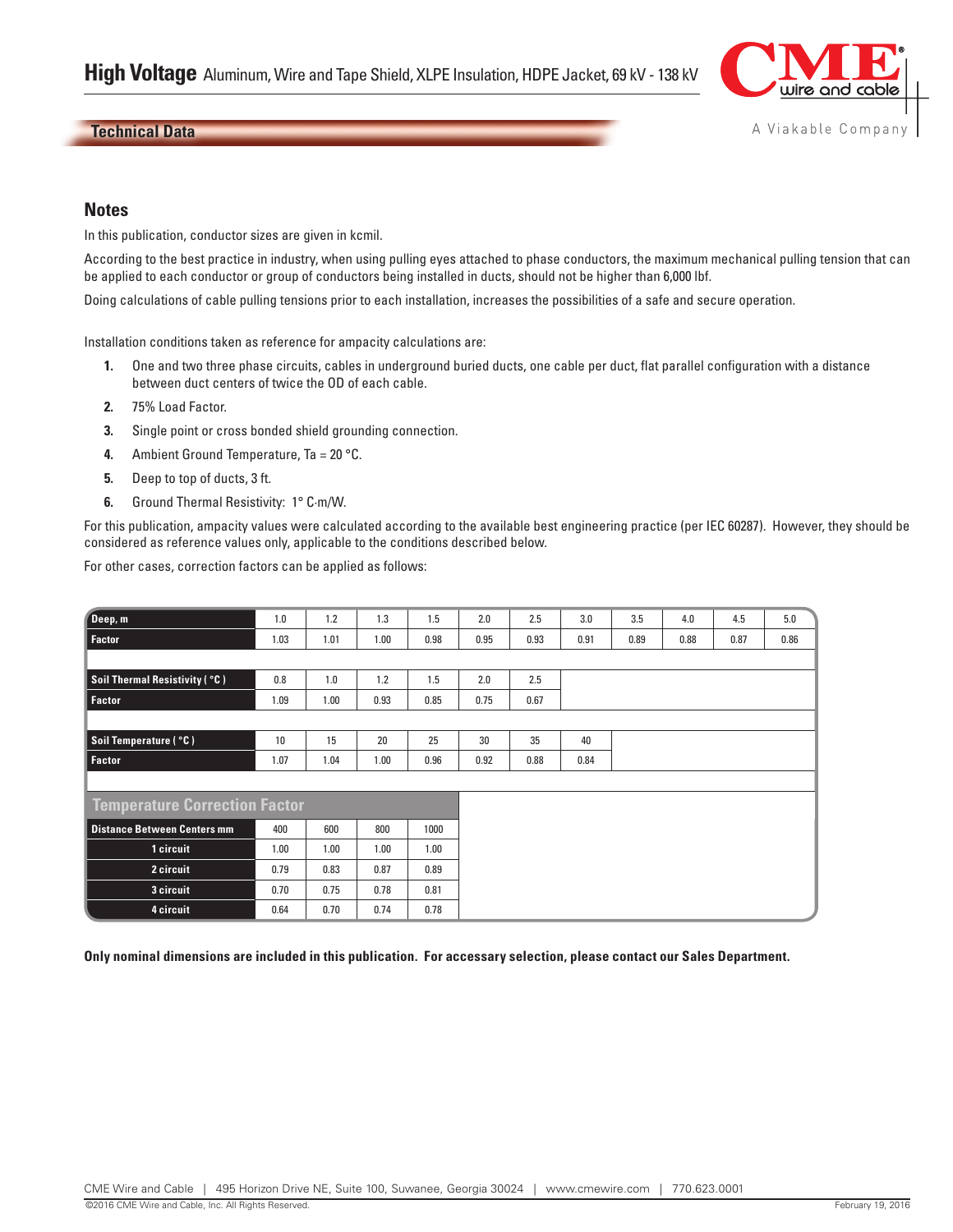## Technical Data

### Notes

In this publication, conductor sizes are given in kcmil.

According to the best practice in industry, when using pulling eyes attached to phase conductors, the maximum mechanical pulling tension that can be applied to each conductor or group of conductors being installed in ducts, should not be higher than 6,000 lbf.

Doing calculations of cable pulling tensions prior to each installation, increases the possibilities of a safe and secure operation.

Installation conditions taken as reference for ampacity calculations are:

1. One and two three phase circuits, cables in underground buried ducts, one cable per duct, flat parallel configuration with a distance between duct centers of twice the OD of each cable.
2. 75% Load Factor.
3. Single point or cross bonded shield grounding connection.
4. Ambient Ground Temperature, Ta = 20 °C.
5. Deep to top of ducts, 3 ft.
6. Ground Thermal Resistivity: 1° C·m/W.

For this publication, ampacity values were calculated according to the available best engineering practice (per IEC 60287). However, they should be considered as reference values only, applicable to the conditions described below.

For other cases, correction factors can be applied as follows:

| Deep, m | 1.0 | 1.2 | 1.3 | 1.5 | 2.0 | 2.5 | 3.0 | 3.5 | 4.0 | 4.5 | 5.0 |
|---|---|---|---|---|---|---|---|---|---|---|---|
| Factor | 1.03 | 1.01 | 1.00 | 0.98 | 0.95 | 0.93 | 0.91 | 0.89 | 0.88 | 0.87 | 0.86 |

| Soil Thermal Resistivity ( °C ) | 0.8 | 1.0 | 1.2 | 1.5 | 2.0 | 2.5 |
|---|---|---|---|---|---|---|
| Factor | 1.09 | 1.00 | 0.93 | 0.85 | 0.75 | 0.67 |

| Soil Temperature ( °C ) | 10 | 15 | 20 | 25 | 30 | 35 | 40 |
|---|---|---|---|---|---|---|---|
| Factor | 1.07 | 1.04 | 1.00 | 0.96 | 0.92 | 0.88 | 0.84 |

**Temperature Correction Factor**

| Distance Between Centers mm | 400 | 600 | 800 | 1000 |
|---|---|---|---|---|
| 1 circuit | 1.00 | 1.00 | 1.00 | 1.00 |
| 2 circuit | 0.79 | 0.83 | 0.87 | 0.89 |
| 3 circuit | 0.70 | 0.75 | 0.78 | 0.81 |
| 4 circuit | 0.64 | 0.70 | 0.74 | 0.78 |

**Only nominal dimensions are included in this publication. For accessary selection, please contact our Sales Department.**